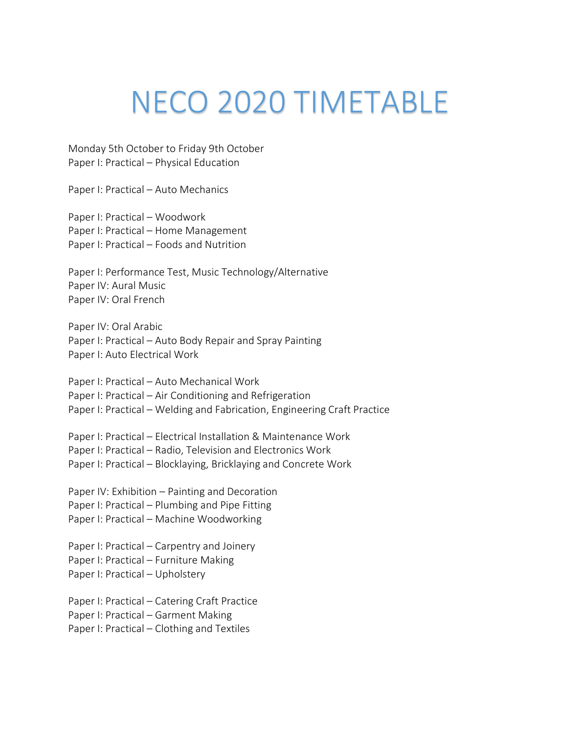# NECO 2020 TIMETABLE

Monday 5th October to Friday 9th October
Paper I: Practical – Physical Education

Paper I: Practical – Auto Mechanics

Paper I: Practical – Woodwork
Paper I: Practical – Home Management
Paper I: Practical – Foods and Nutrition

Paper I: Performance Test, Music Technology/Alternative
Paper IV: Aural Music
Paper IV: Oral French

Paper IV: Oral Arabic
Paper I: Practical – Auto Body Repair and Spray Painting
Paper I: Auto Electrical Work

Paper I: Practical – Auto Mechanical Work
Paper I: Practical – Air Conditioning and Refrigeration
Paper I: Practical – Welding and Fabrication, Engineering Craft Practice

Paper I: Practical – Electrical Installation & Maintenance Work
Paper I: Practical – Radio, Television and Electronics Work
Paper I: Practical – Blocklaying, Bricklaying and Concrete Work

Paper IV: Exhibition – Painting and Decoration
Paper I: Practical – Plumbing and Pipe Fitting
Paper I: Practical – Machine Woodworking

Paper I: Practical – Carpentry and Joinery
Paper I: Practical – Furniture Making
Paper I: Practical – Upholstery

Paper I: Practical – Catering Craft Practice
Paper I: Practical – Garment Making
Paper I: Practical – Clothing and Textiles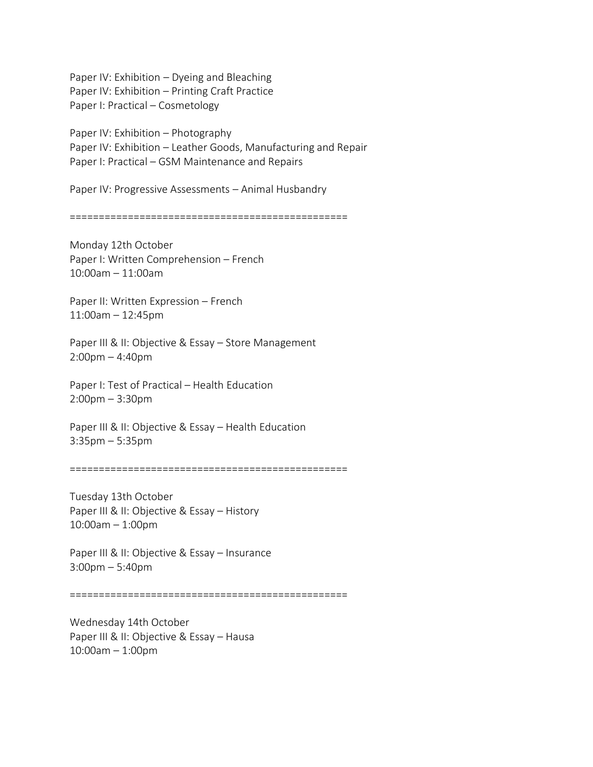Paper IV: Exhibition – Dyeing and Bleaching
Paper IV: Exhibition – Printing Craft Practice
Paper I: Practical – Cosmetology

Paper IV: Exhibition – Photography
Paper IV: Exhibition – Leather Goods, Manufacturing and Repair
Paper I: Practical – GSM Maintenance and Repairs

Paper IV: Progressive Assessments – Animal Husbandry

================================================

Monday 12th October
Paper I: Written Comprehension – French
10:00am – 11:00am

Paper II: Written Expression – French
11:00am – 12:45pm

Paper III & II: Objective & Essay – Store Management
2:00pm – 4:40pm

Paper I: Test of Practical – Health Education
2:00pm – 3:30pm

Paper III & II: Objective & Essay – Health Education
3:35pm – 5:35pm

================================================

Tuesday 13th October
Paper III & II: Objective & Essay – History
10:00am – 1:00pm

Paper III & II: Objective & Essay – Insurance
3:00pm – 5:40pm

================================================

Wednesday 14th October
Paper III & II: Objective & Essay – Hausa
10:00am – 1:00pm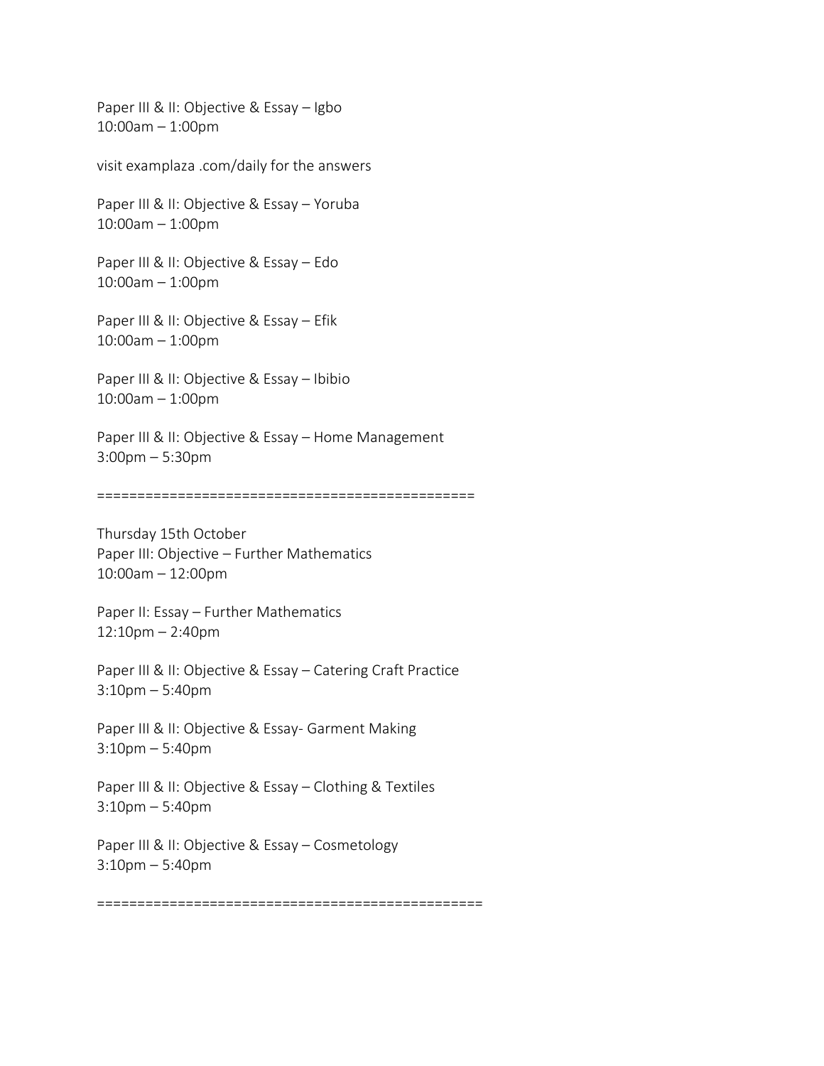Paper III & II: Objective & Essay – Igbo
10:00am – 1:00pm

visit examplaza .com/daily for the answers

Paper III & II: Objective & Essay – Yoruba
10:00am – 1:00pm

Paper III & II: Objective & Essay – Edo
10:00am – 1:00pm

Paper III & II: Objective & Essay – Efik
10:00am – 1:00pm

Paper III & II: Objective & Essay – Ibibio
10:00am – 1:00pm

Paper III & II: Objective & Essay – Home Management
3:00pm – 5:30pm

==============================================

Thursday 15th October
Paper III: Objective – Further Mathematics
10:00am – 12:00pm

Paper II: Essay – Further Mathematics
12:10pm – 2:40pm

Paper III & II: Objective & Essay – Catering Craft Practice
3:10pm – 5:40pm

Paper III & II: Objective & Essay- Garment Making
3:10pm – 5:40pm

Paper III & II: Objective & Essay – Clothing & Textiles
3:10pm – 5:40pm

Paper III & II: Objective & Essay – Cosmetology
3:10pm – 5:40pm

===============================================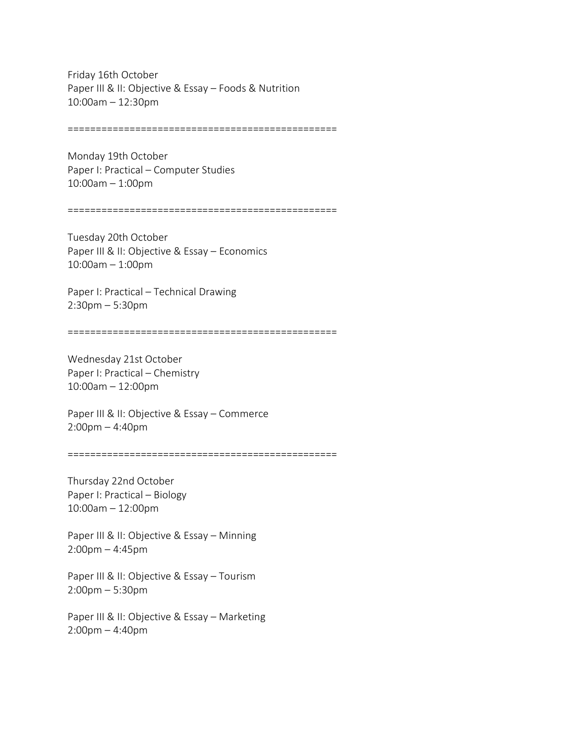Friday 16th October
Paper III & II: Objective & Essay – Foods & Nutrition
10:00am – 12:30pm

================================================

Monday 19th October
Paper I: Practical – Computer Studies
10:00am – 1:00pm

================================================

Tuesday 20th October
Paper III & II: Objective & Essay – Economics
10:00am – 1:00pm

Paper I: Practical – Technical Drawing
2:30pm – 5:30pm

================================================

Wednesday 21st October
Paper I: Practical – Chemistry
10:00am – 12:00pm

Paper III & II: Objective & Essay – Commerce
2:00pm – 4:40pm

================================================

Thursday 22nd October
Paper I: Practical – Biology
10:00am – 12:00pm

Paper III & II: Objective & Essay – Minning
2:00pm – 4:45pm

Paper III & II: Objective & Essay – Tourism
2:00pm – 5:30pm

Paper III & II: Objective & Essay – Marketing
2:00pm – 4:40pm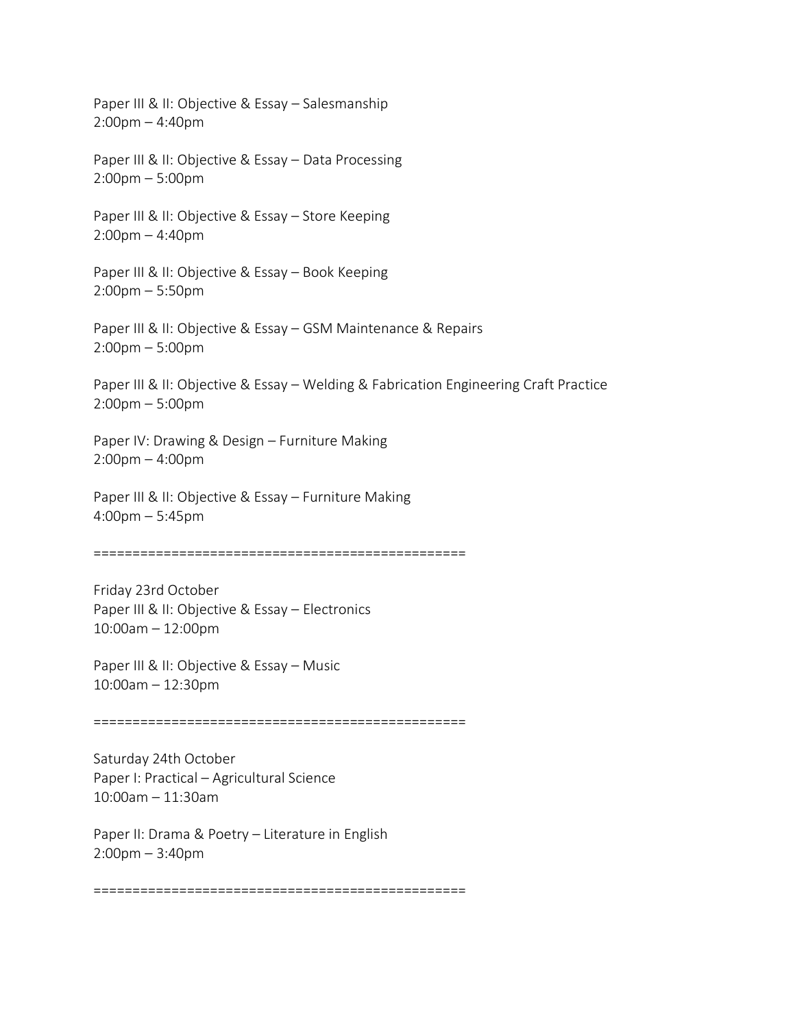Paper III & II: Objective & Essay – Salesmanship
2:00pm – 4:40pm

Paper III & II: Objective & Essay – Data Processing
2:00pm – 5:00pm

Paper III & II: Objective & Essay – Store Keeping
2:00pm – 4:40pm

Paper III & II: Objective & Essay – Book Keeping
2:00pm – 5:50pm

Paper III & II: Objective & Essay – GSM Maintenance & Repairs
2:00pm – 5:00pm

Paper III & II: Objective & Essay – Welding & Fabrication Engineering Craft Practice
2:00pm – 5:00pm

Paper IV: Drawing & Design – Furniture Making
2:00pm – 4:00pm

Paper III & II: Objective & Essay – Furniture Making
4:00pm – 5:45pm

================================================

Friday 23rd October
Paper III & II: Objective & Essay – Electronics
10:00am – 12:00pm

Paper III & II: Objective & Essay – Music
10:00am – 12:30pm

================================================

Saturday 24th October
Paper I: Practical – Agricultural Science
10:00am – 11:30am

Paper II: Drama & Poetry – Literature in English
2:00pm – 3:40pm

================================================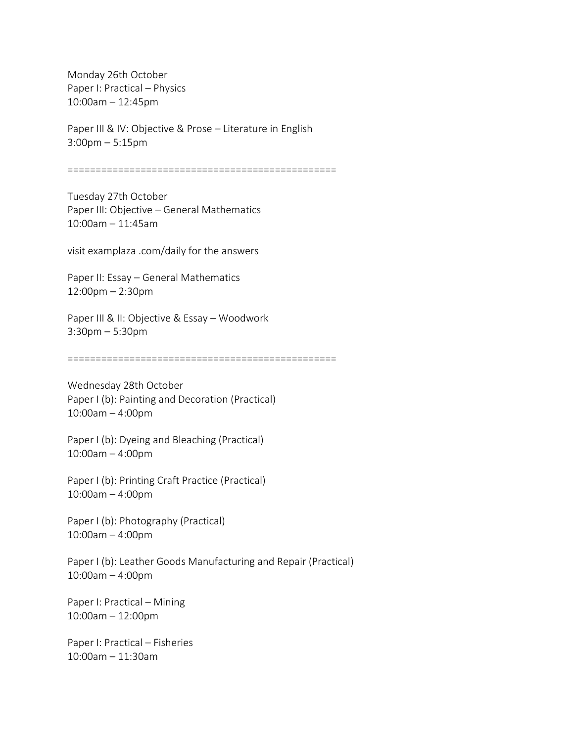Monday 26th October
Paper I: Practical – Physics
10:00am – 12:45pm

Paper III & IV: Objective & Prose – Literature in English
3:00pm – 5:15pm

================================================

Tuesday 27th October
Paper III: Objective – General Mathematics
10:00am – 11:45am

visit examplaza .com/daily for the answers

Paper II: Essay – General Mathematics
12:00pm – 2:30pm

Paper III & II: Objective & Essay – Woodwork
3:30pm – 5:30pm

================================================

Wednesday 28th October
Paper I (b): Painting and Decoration (Practical)
10:00am – 4:00pm

Paper I (b): Dyeing and Bleaching (Practical)
10:00am – 4:00pm

Paper I (b): Printing Craft Practice (Practical)
10:00am – 4:00pm

Paper I (b): Photography (Practical)
10:00am – 4:00pm

Paper I (b): Leather Goods Manufacturing and Repair (Practical)
10:00am – 4:00pm

Paper I: Practical – Mining
10:00am – 12:00pm

Paper I: Practical – Fisheries
10:00am – 11:30am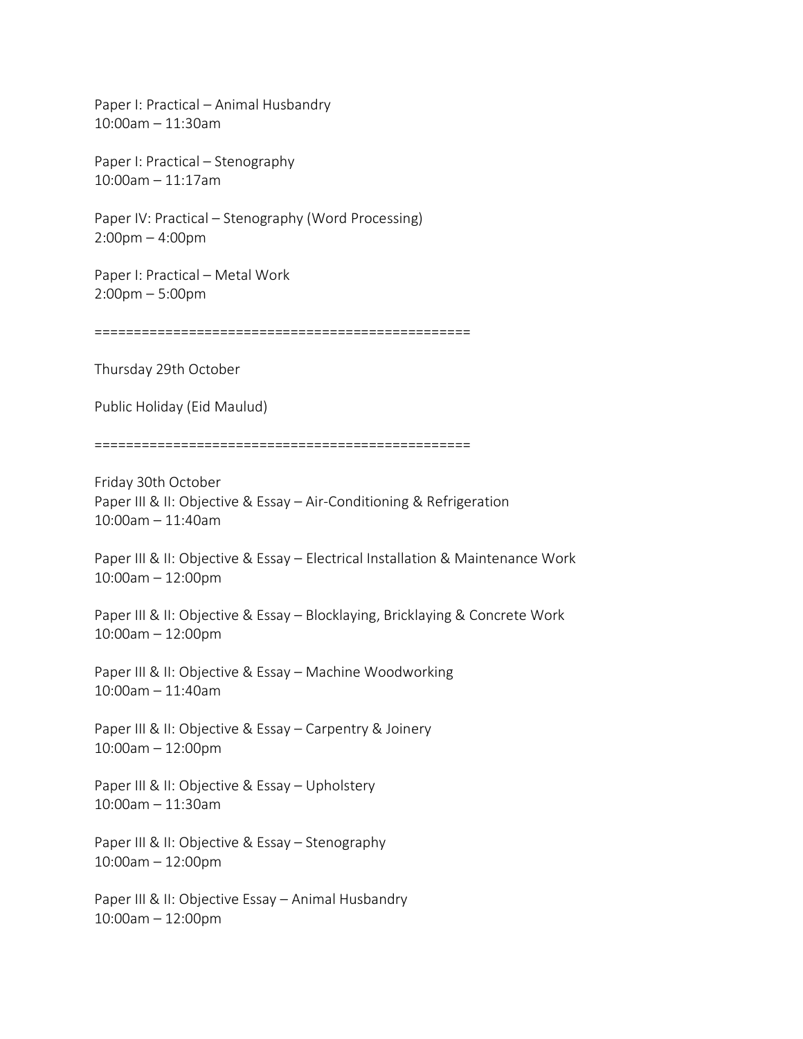Paper I: Practical – Animal Husbandry
10:00am – 11:30am

Paper I: Practical – Stenography
10:00am – 11:17am

Paper IV: Practical – Stenography (Word Processing)
2:00pm – 4:00pm

Paper I: Practical – Metal Work
2:00pm – 5:00pm

================================================

Thursday 29th October

Public Holiday (Eid Maulud)

================================================

Friday 30th October
Paper III & II: Objective & Essay – Air-Conditioning & Refrigeration
10:00am – 11:40am

Paper III & II: Objective & Essay – Electrical Installation & Maintenance Work
10:00am – 12:00pm

Paper III & II: Objective & Essay – Blocklaying, Bricklaying & Concrete Work
10:00am – 12:00pm

Paper III & II: Objective & Essay – Machine Woodworking
10:00am – 11:40am

Paper III & II: Objective & Essay – Carpentry & Joinery
10:00am – 12:00pm

Paper III & II: Objective & Essay – Upholstery
10:00am – 11:30am

Paper III & II: Objective & Essay – Stenography
10:00am – 12:00pm

Paper III & II: Objective Essay – Animal Husbandry
10:00am – 12:00pm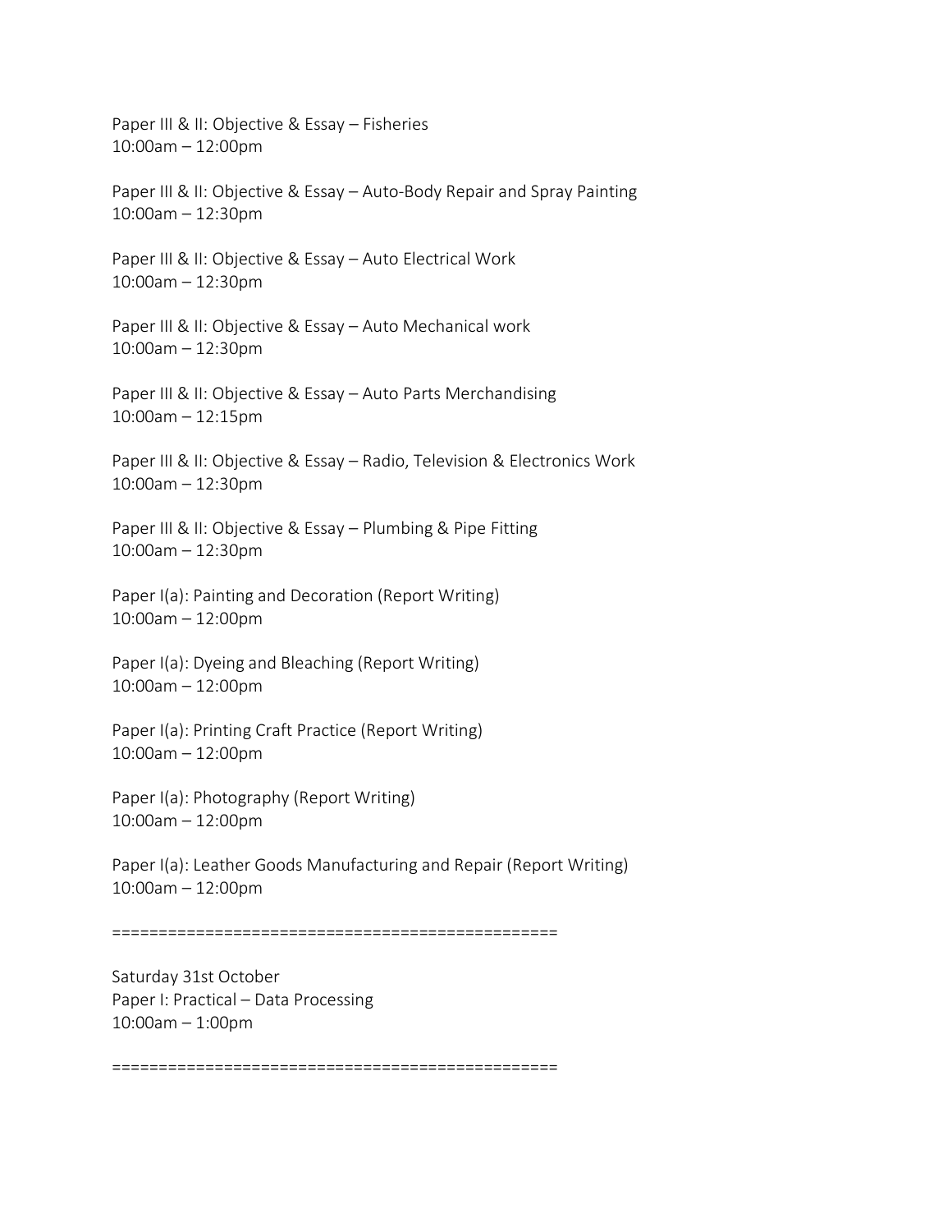Paper III & II: Objective & Essay – Fisheries
10:00am – 12:00pm

Paper III & II: Objective & Essay – Auto-Body Repair and Spray Painting
10:00am – 12:30pm

Paper III & II: Objective & Essay – Auto Electrical Work
10:00am – 12:30pm

Paper III & II: Objective & Essay – Auto Mechanical work
10:00am – 12:30pm

Paper III & II: Objective & Essay – Auto Parts Merchandising
10:00am – 12:15pm

Paper III & II: Objective & Essay – Radio, Television & Electronics Work
10:00am – 12:30pm

Paper III & II: Objective & Essay – Plumbing & Pipe Fitting
10:00am – 12:30pm

Paper I(a): Painting and Decoration (Report Writing)
10:00am – 12:00pm

Paper I(a): Dyeing and Bleaching (Report Writing)
10:00am – 12:00pm

Paper I(a): Printing Craft Practice (Report Writing)
10:00am – 12:00pm

Paper I(a): Photography (Report Writing)
10:00am – 12:00pm

Paper I(a): Leather Goods Manufacturing and Repair (Report Writing)
10:00am – 12:00pm

================================================

Saturday 31st October
Paper I: Practical – Data Processing
10:00am – 1:00pm

================================================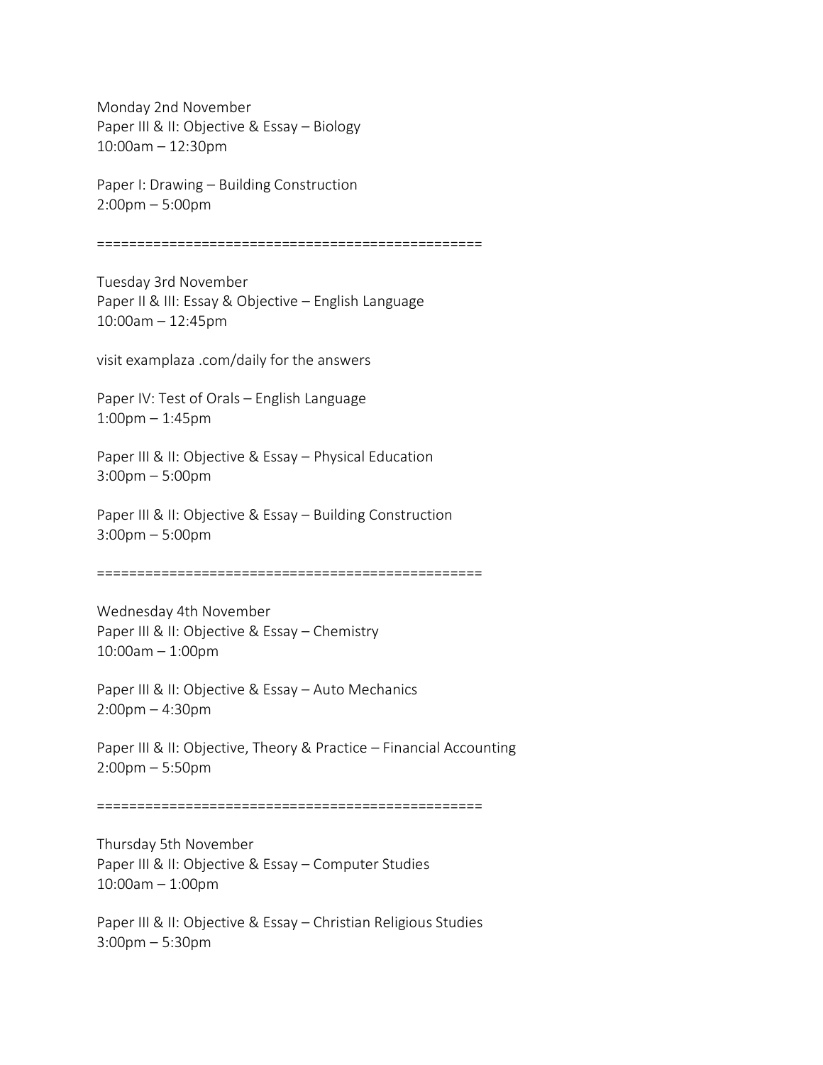Monday 2nd November
Paper III & II: Objective & Essay – Biology
10:00am – 12:30pm

Paper I: Drawing – Building Construction
2:00pm – 5:00pm

================================================

Tuesday 3rd November
Paper II & III: Essay & Objective – English Language
10:00am – 12:45pm

visit examplaza .com/daily for the answers

Paper IV: Test of Orals – English Language
1:00pm – 1:45pm

Paper III & II: Objective & Essay – Physical Education
3:00pm – 5:00pm

Paper III & II: Objective & Essay – Building Construction
3:00pm – 5:00pm

================================================

Wednesday 4th November
Paper III & II: Objective & Essay – Chemistry
10:00am – 1:00pm

Paper III & II: Objective & Essay – Auto Mechanics
2:00pm – 4:30pm

Paper III & II: Objective, Theory & Practice – Financial Accounting
2:00pm – 5:50pm

================================================

Thursday 5th November
Paper III & II: Objective & Essay – Computer Studies
10:00am – 1:00pm

Paper III & II: Objective & Essay – Christian Religious Studies
3:00pm – 5:30pm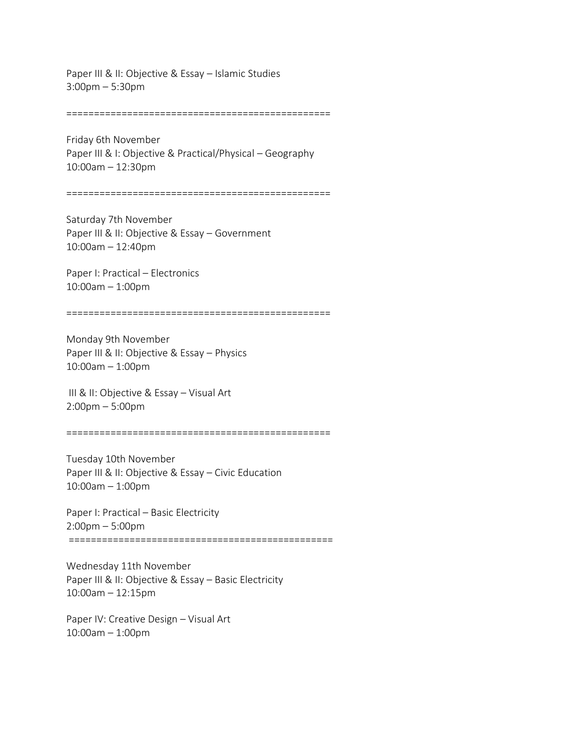Paper III & II: Objective & Essay – Islamic Studies
3:00pm – 5:30pm

================================================

Friday 6th November
Paper III & I: Objective & Practical/Physical – Geography
10:00am – 12:30pm

================================================

Saturday 7th November
Paper III & II: Objective & Essay – Government
10:00am – 12:40pm

Paper I: Practical – Electronics
10:00am – 1:00pm

================================================

Monday 9th November
Paper III & II: Objective & Essay – Physics
10:00am – 1:00pm

III & II: Objective & Essay – Visual Art
2:00pm – 5:00pm

================================================

Tuesday 10th November
Paper III & II: Objective & Essay – Civic Education
10:00am – 1:00pm

Paper I: Practical – Basic Electricity
2:00pm – 5:00pm

================================================

Wednesday 11th November
Paper III & II: Objective & Essay – Basic Electricity
10:00am – 12:15pm

Paper IV: Creative Design – Visual Art
10:00am – 1:00pm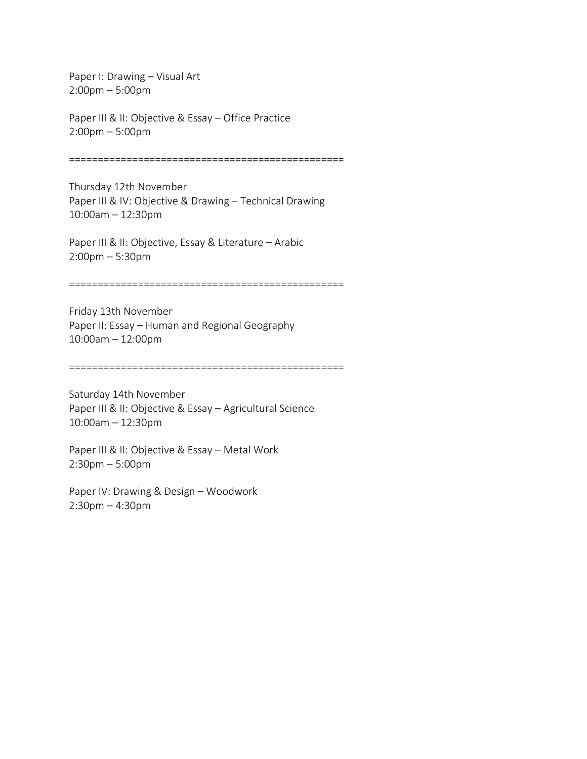Paper I: Drawing – Visual Art
2:00pm – 5:00pm

Paper III & II: Objective & Essay – Office Practice
2:00pm – 5:00pm

================================================

Thursday 12th November
Paper III & IV: Objective & Drawing – Technical Drawing
10:00am – 12:30pm

Paper III & II: Objective, Essay & Literature – Arabic
2:00pm – 5:30pm

================================================

Friday 13th November
Paper II: Essay – Human and Regional Geography
10:00am – 12:00pm

================================================

Saturday 14th November
Paper III & II: Objective & Essay – Agricultural Science
10:00am – 12:30pm

Paper III & II: Objective & Essay – Metal Work
2:30pm – 5:00pm

Paper IV: Drawing & Design – Woodwork
2:30pm – 4:30pm